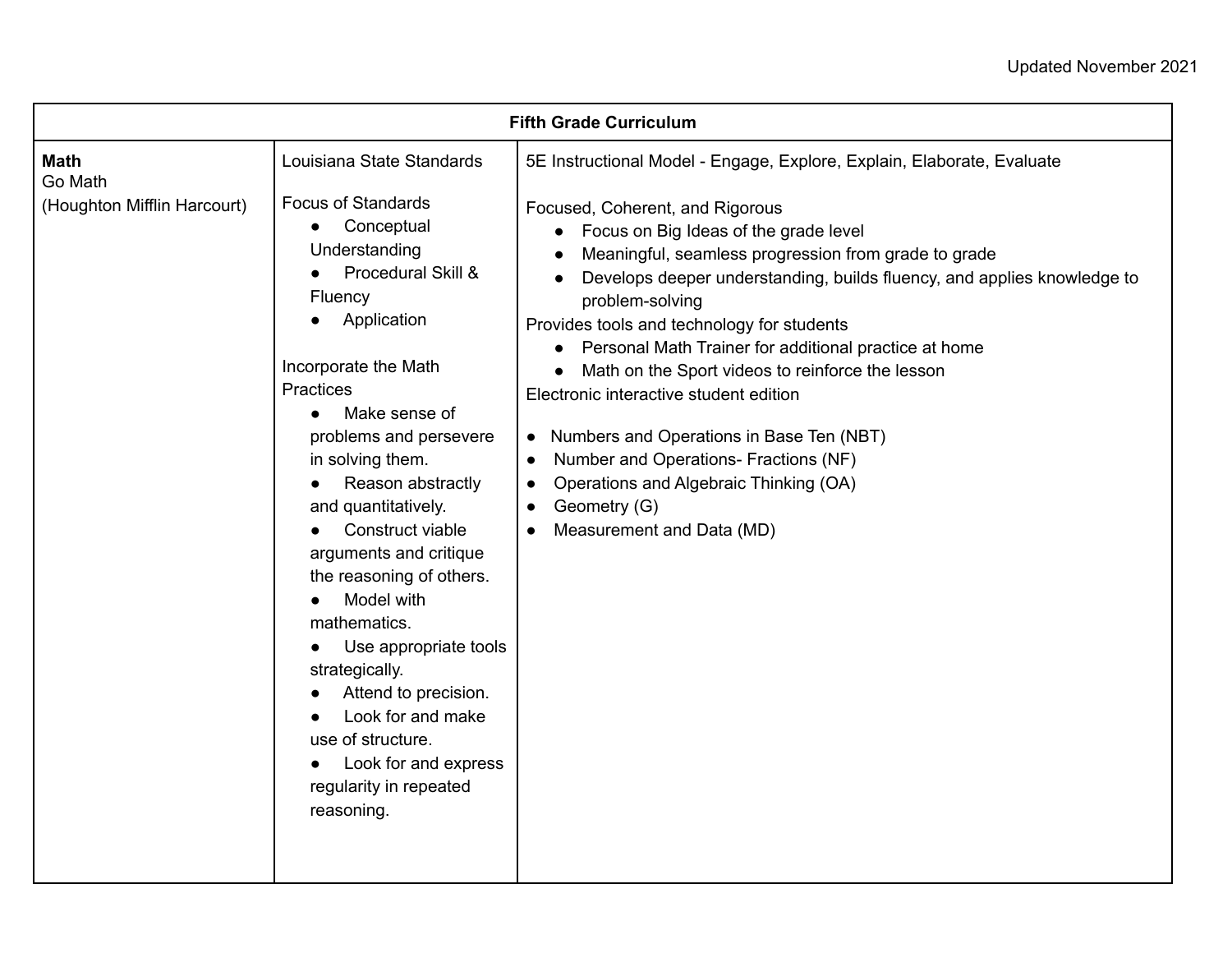Updated November 2021

| Fifth Grade Curriculum | | |
|---|---|---|
| **Math**<br>Go Math<br>(Houghton Mifflin Harcourt) | Louisiana State Standards<br><br>Focus of Standards<br>● Conceptual Understanding<br>● Procedural Skill & Fluency<br>● Application<br><br>Incorporate the Math Practices<br>● Make sense of problems and persevere in solving them.<br>● Reason abstractly and quantitatively.<br>● Construct viable arguments and critique the reasoning of others.<br>● Model with mathematics.<br>● Use appropriate tools strategically.<br>● Attend to precision.<br>● Look for and make use of structure.<br>● Look for and express regularity in repeated reasoning. | 5E Instructional Model - Engage, Explore, Explain, Elaborate, Evaluate<br><br>Focused, Coherent, and Rigorous<br>● Focus on Big Ideas of the grade level<br>● Meaningful, seamless progression from grade to grade<br>● Develops deeper understanding, builds fluency, and applies knowledge to problem-solving<br>Provides tools and technology for students<br>● Personal Math Trainer for additional practice at home<br>● Math on the Sport videos to reinforce the lesson<br>Electronic interactive student edition<br><br>● Numbers and Operations in Base Ten (NBT)<br>● Number and Operations- Fractions (NF)<br>● Operations and Algebraic Thinking (OA)<br>● Geometry (G)<br>● Measurement and Data (MD) |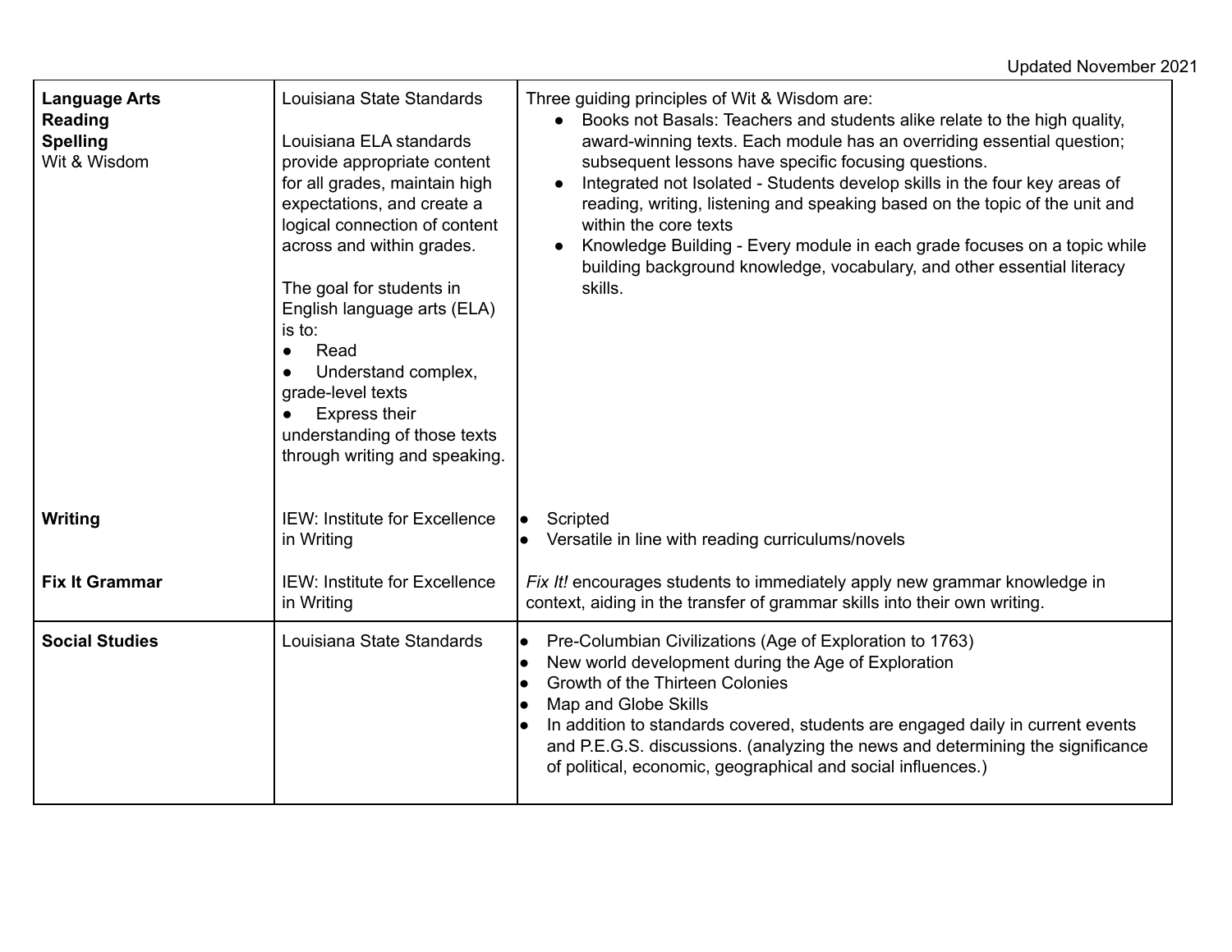| | | |
|---|---|---|
| **Language Arts**<br>**Reading**<br>**Spelling**<br>Wit & Wisdom | Louisiana State Standards<br><br>Louisiana ELA standards provide appropriate content for all grades, maintain high expectations, and create a logical connection of content across and within grades.<br><br>The goal for students in English language arts (ELA) is to:<br>● Read<br>● Understand complex, grade-level texts<br>● Express their understanding of those texts through writing and speaking. | Three guiding principles of Wit & Wisdom are:<br>● Books not Basals: Teachers and students alike relate to the high quality, award-winning texts. Each module has an overriding essential question; subsequent lessons have specific focusing questions.<br>● Integrated not Isolated - Students develop skills in the four key areas of reading, writing, listening and speaking based on the topic of the unit and within the core texts<br>● Knowledge Building - Every module in each grade focuses on a topic while building background knowledge, vocabulary, and other essential literacy skills. |
| **Writing** | IEW: Institute for Excellence in Writing | ● Scripted<br>● Versatile in line with reading curriculums/novels |
| **Fix It Grammar** | IEW: Institute for Excellence in Writing | *Fix It!* encourages students to immediately apply new grammar knowledge in context, aiding in the transfer of grammar skills into their own writing. |
| **Social Studies** | Louisiana State Standards | ● Pre-Columbian Civilizations (Age of Exploration to 1763)<br>● New world development during the Age of Exploration<br>● Growth of the Thirteen Colonies<br>● Map and Globe Skills<br>● In addition to standards covered, students are engaged daily in current events and P.E.G.S. discussions. (analyzing the news and determining the significance of political, economic, geographical and social influences.) |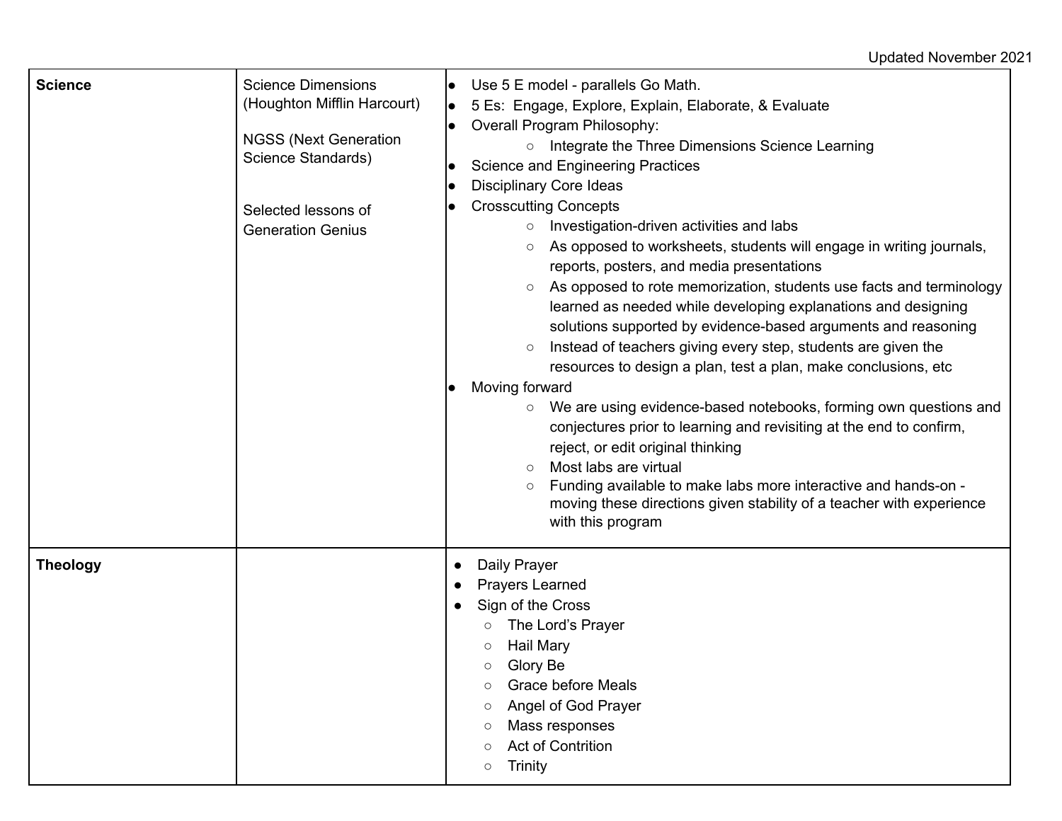Updated November 2021

| | | |
|---|---|---|
| **Science** | Science Dimensions (Houghton Mifflin Harcourt)<br><br>NGSS (Next Generation Science Standards)<br><br>Selected lessons of Generation Genius | • Use 5 E model - parallels Go Math.<br>• 5 Es: Engage, Explore, Explain, Elaborate, & Evaluate<br>• Overall Program Philosophy:<br>&nbsp;&nbsp;&nbsp;&nbsp;○ Integrate the Three Dimensions Science Learning<br>• Science and Engineering Practices<br>• Disciplinary Core Ideas<br>• Crosscutting Concepts<br>&nbsp;&nbsp;&nbsp;&nbsp;○ Investigation-driven activities and labs<br>&nbsp;&nbsp;&nbsp;&nbsp;○ As opposed to worksheets, students will engage in writing journals, reports, posters, and media presentations<br>&nbsp;&nbsp;&nbsp;&nbsp;○ As opposed to rote memorization, students use facts and terminology learned as needed while developing explanations and designing solutions supported by evidence-based arguments and reasoning<br>&nbsp;&nbsp;&nbsp;&nbsp;○ Instead of teachers giving every step, students are given the resources to design a plan, test a plan, make conclusions, etc<br>• Moving forward<br>&nbsp;&nbsp;&nbsp;&nbsp;○ We are using evidence-based notebooks, forming own questions and conjectures prior to learning and revisiting at the end to confirm, reject, or edit original thinking<br>&nbsp;&nbsp;&nbsp;&nbsp;○ Most labs are virtual<br>&nbsp;&nbsp;&nbsp;&nbsp;○ Funding available to make labs more interactive and hands-on - moving these directions given stability of a teacher with experience with this program |
| **Theology** | | • Daily Prayer<br>• Prayers Learned<br>• Sign of the Cross<br>&nbsp;&nbsp;&nbsp;&nbsp;○ The Lord's Prayer<br>&nbsp;&nbsp;&nbsp;&nbsp;○ Hail Mary<br>&nbsp;&nbsp;&nbsp;&nbsp;○ Glory Be<br>&nbsp;&nbsp;&nbsp;&nbsp;○ Grace before Meals<br>&nbsp;&nbsp;&nbsp;&nbsp;○ Angel of God Prayer<br>&nbsp;&nbsp;&nbsp;&nbsp;○ Mass responses<br>&nbsp;&nbsp;&nbsp;&nbsp;○ Act of Contrition<br>&nbsp;&nbsp;&nbsp;&nbsp;○ Trinity |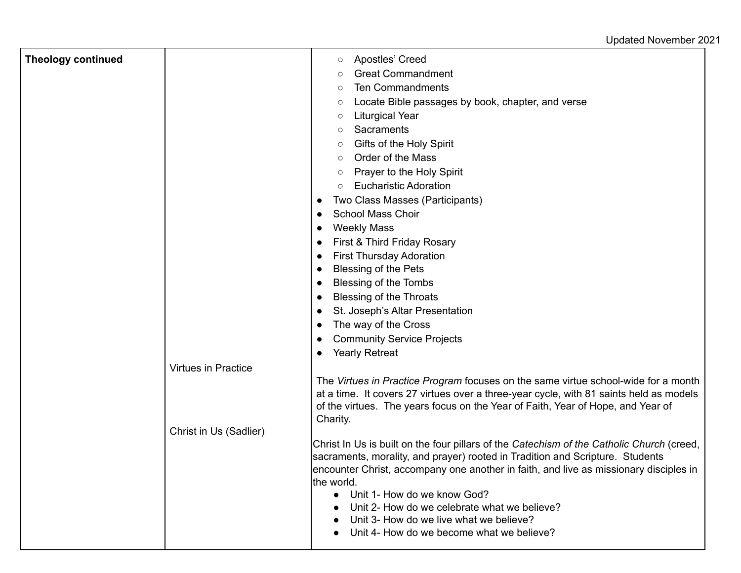| Theology continued | | |
|---|---|---|
| **Theology continued** | | ○ Apostles' Creed<br>○ Great Commandment<br>○ Ten Commandments<br>○ Locate Bible passages by book, chapter, and verse<br>○ Liturgical Year<br>○ Sacraments<br>○ Gifts of the Holy Spirit<br>○ Order of the Mass<br>○ Prayer to the Holy Spirit<br>○ Eucharistic Adoration<br>● Two Class Masses (Participants)<br>● School Mass Choir<br>● Weekly Mass<br>● First & Third Friday Rosary<br>● First Thursday Adoration<br>● Blessing of the Pets<br>● Blessing of the Tombs<br>● Blessing of the Throats<br>● St. Joseph's Altar Presentation<br>● The way of the Cross<br>● Community Service Projects<br>● Yearly Retreat |
| | Virtues in Practice | The *Virtues in Practice Program* focuses on the same virtue school-wide for a month at a time. It covers 27 virtues over a three-year cycle, with 81 saints held as models of the virtues. The years focus on the Year of Faith, Year of Hope, and Year of Charity. |
| | Christ in Us (Sadlier) | Christ In Us is built on the four pillars of the *Catechism of the Catholic Church* (creed, sacraments, morality, and prayer) rooted in Tradition and Scripture. Students encounter Christ, accompany one another in faith, and live as missionary disciples in the world.<br>● Unit 1- How do we know God?<br>● Unit 2- How do we celebrate what we believe?<br>● Unit 3- How do we live what we believe?<br>● Unit 4- How do we become what we believe? |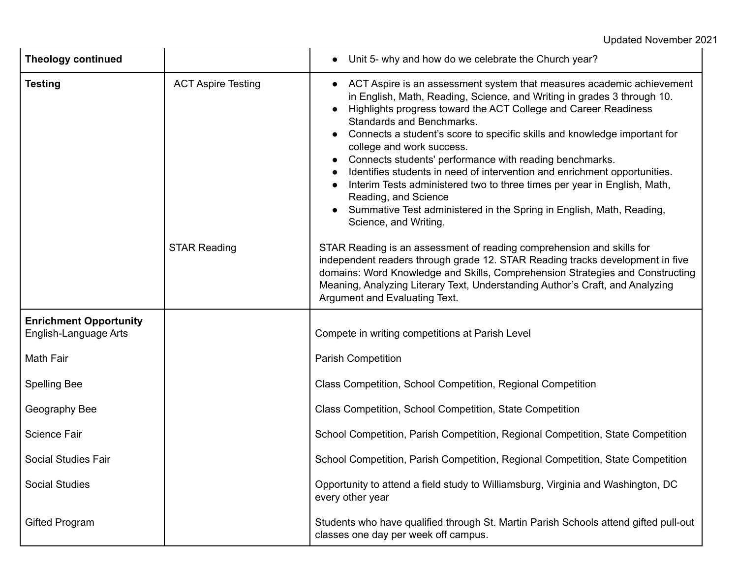Updated November 2021

| **Theology continued** | | - Unit 5- why and how do we celebrate the Church year? |
|---|---|---|
| **Testing** | ACT Aspire Testing | - ACT Aspire is an assessment system that measures academic achievement in English, Math, Reading, Science, and Writing in grades 3 through 10.<br>- Highlights progress toward the ACT College and Career Readiness Standards and Benchmarks.<br>- Connects a student's score to specific skills and knowledge important for college and work success.<br>- Connects students' performance with reading benchmarks.<br>- Identifies students in need of intervention and enrichment opportunities.<br>- Interim Tests administered two to three times per year in English, Math, Reading, and Science<br>- Summative Test administered in the Spring in English, Math, Reading, Science, and Writing. |
| | STAR Reading | STAR Reading is an assessment of reading comprehension and skills for independent readers through grade 12. STAR Reading tracks development in five domains: Word Knowledge and Skills, Comprehension Strategies and Constructing Meaning, Analyzing Literary Text, Understanding Author's Craft, and Analyzing Argument and Evaluating Text. |
| **Enrichment Opportunity**<br>English-Language Arts | | Compete in writing competitions at Parish Level |
| Math Fair | | Parish Competition |
| Spelling Bee | | Class Competition, School Competition, Regional Competition |
| Geography Bee | | Class Competition, School Competition, State Competition |
| Science Fair | | School Competition, Parish Competition, Regional Competition, State Competition |
| Social Studies Fair | | School Competition, Parish Competition, Regional Competition, State Competition |
| Social Studies | | Opportunity to attend a field study to Williamsburg, Virginia and Washington, DC every other year |
| Gifted Program | | Students who have qualified through St. Martin Parish Schools attend gifted pull-out classes one day per week off campus. |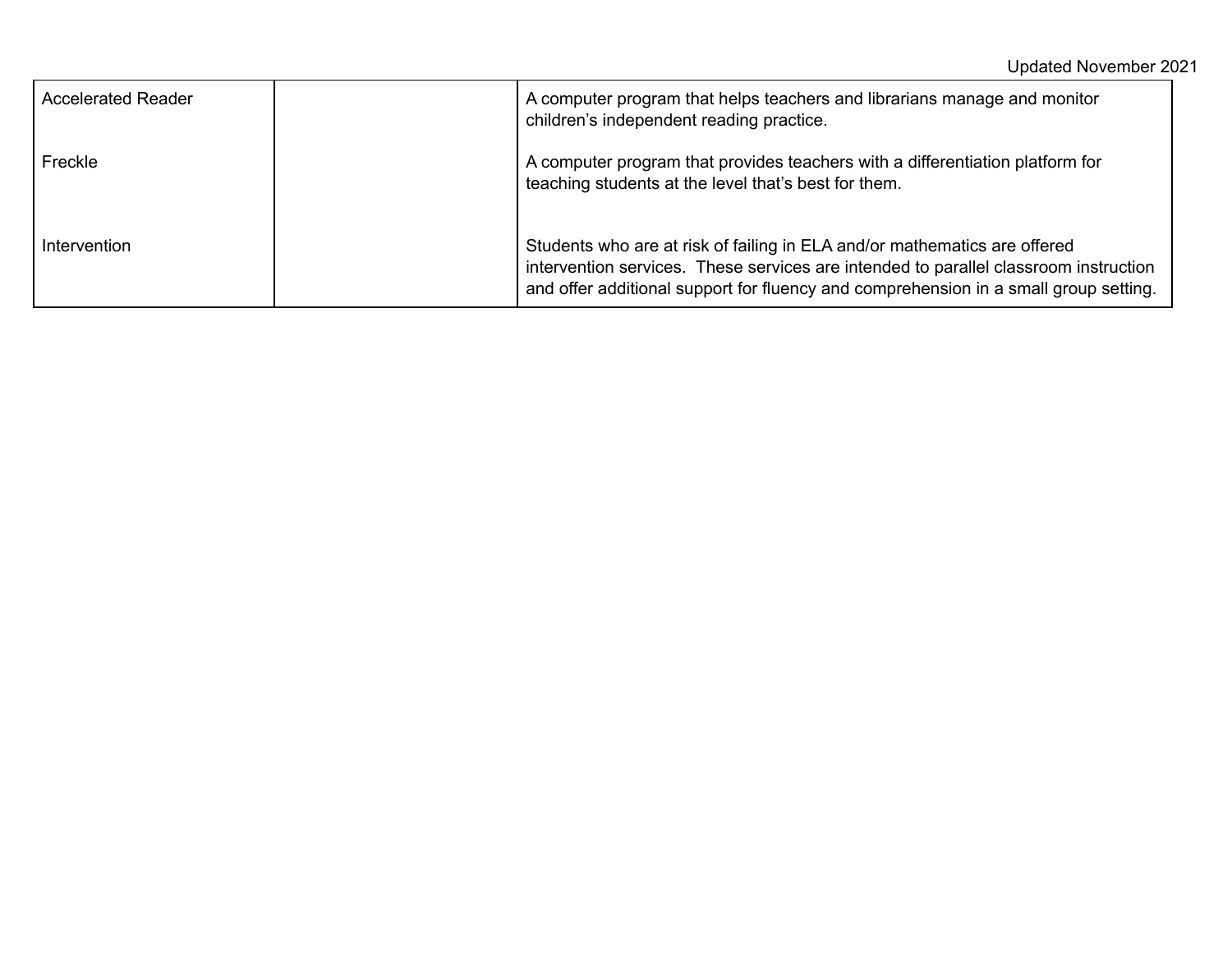| | | |
|---|---|---|
| Accelerated Reader | | A computer program that helps teachers and librarians manage and monitor children's independent reading practice. |
| Freckle | | A computer program that provides teachers with a differentiation platform for teaching students at the level that's best for them. |
| Intervention | | Students who are at risk of failing in ELA and/or mathematics are offered intervention services. These services are intended to parallel classroom instruction and offer additional support for fluency and comprehension in a small group setting. |